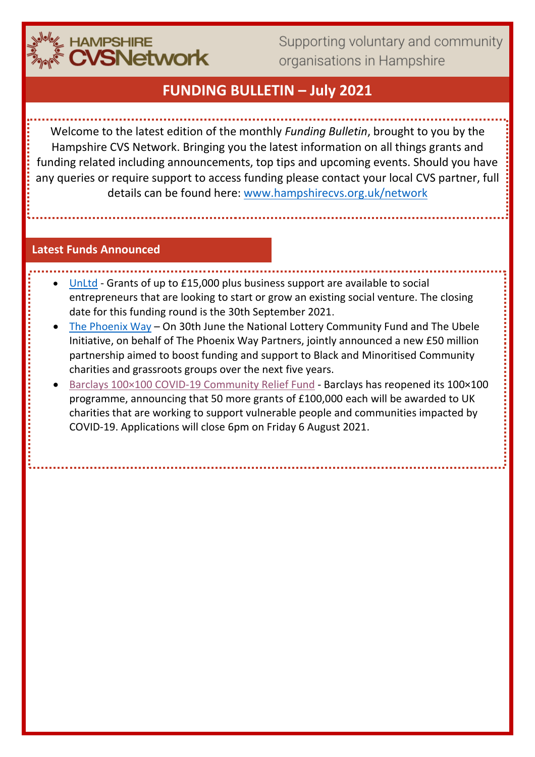HAMPSHIRE CVSNetwork

Supporting voluntary and community organisations in Hampshire

# FUNDING BULLETIN – July 2021

Welcome to the latest edition of the monthly *Funding Bulletin*, brought to you by the Hampshire CVS Network. Bringing you the latest information on all things grants and funding related including announcements, top tips and upcoming events. Should you have any queries or require support to access funding please contact your local CVS partner, full details can be found here: www.hampshirecvs.org.uk/network

## Latest Funds Announced

- UnLtd - Grants of up to £15,000 plus business support are available to social entrepreneurs that are looking to start or grow an existing social venture. The closing date for this funding round is the 30th September 2021.
- The Phoenix Way – On 30th June the National Lottery Community Fund and The Ubele Initiative, on behalf of The Phoenix Way Partners, jointly announced a new £50 million partnership aimed to boost funding and support to Black and Minoritised Community charities and grassroots groups over the next five years.
- Barclays 100×100 COVID-19 Community Relief Fund - Barclays has reopened its 100×100 programme, announcing that 50 more grants of £100,000 each will be awarded to UK charities that are working to support vulnerable people and communities impacted by COVID-19. Applications will close 6pm on Friday 6 August 2021.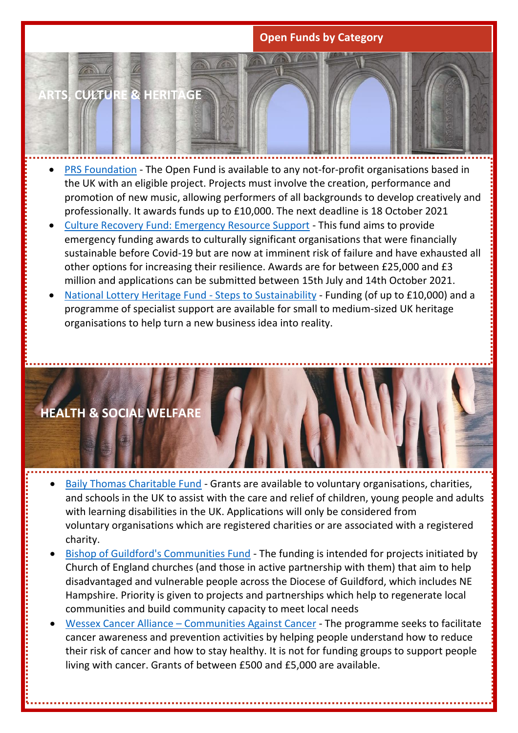## Open Funds by Category

### ARTS, CULTURE & HERITAGE

- [PRS Foundation](#) - The Open Fund is available to any not-for-profit organisations based in the UK with an eligible project. Projects must involve the creation, performance and promotion of new music, allowing performers of all backgrounds to develop creatively and professionally. It awards funds up to £10,000. The next deadline is 18 October 2021
- [Culture Recovery Fund: Emergency Resource Support](#) - This fund aims to provide emergency funding awards to culturally significant organisations that were financially sustainable before Covid-19 but are now at imminent risk of failure and have exhausted all other options for increasing their resilience. Awards are for between £25,000 and £3 million and applications can be submitted between 15th July and 14th October 2021.
- [National Lottery Heritage Fund - Steps to Sustainability](#) - Funding (of up to £10,000) and a programme of specialist support are available for small to medium-sized UK heritage organisations to help turn a new business idea into reality.

### HEALTH & SOCIAL WELFARE

- [Baily Thomas Charitable Fund](#) - Grants are available to voluntary organisations, charities, and schools in the UK to assist with the care and relief of children, young people and adults with learning disabilities in the UK. Applications will only be considered from voluntary organisations which are registered charities or are associated with a registered charity.
- [Bishop of Guildford's Communities Fund](#) - The funding is intended for projects initiated by Church of England churches (and those in active partnership with them) that aim to help disadvantaged and vulnerable people across the Diocese of Guildford, which includes NE Hampshire. Priority is given to projects and partnerships which help to regenerate local communities and build community capacity to meet local needs
- [Wessex Cancer Alliance – Communities Against Cancer](#) - The programme seeks to facilitate cancer awareness and prevention activities by helping people understand how to reduce their risk of cancer and how to stay healthy. It is not for funding groups to support people living with cancer. Grants of between £500 and £5,000 are available.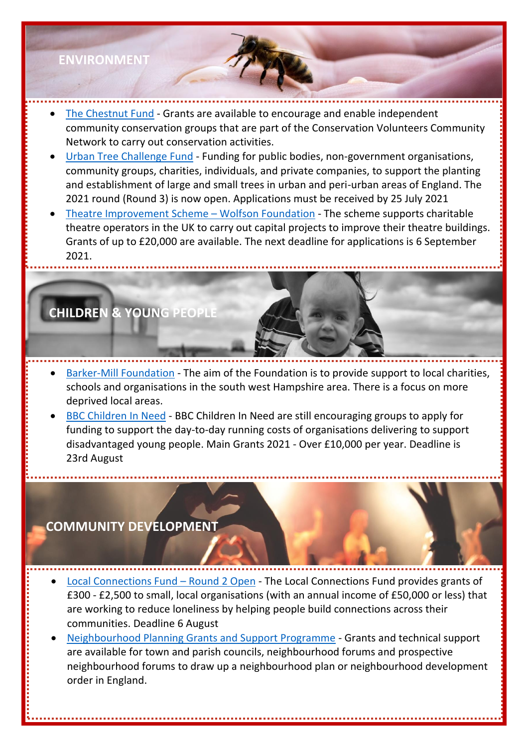## ENVIRONMENT

- The Chestnut Fund - Grants are available to encourage and enable independent community conservation groups that are part of the Conservation Volunteers Community Network to carry out conservation activities.
- Urban Tree Challenge Fund - Funding for public bodies, non-government organisations, community groups, charities, individuals, and private companies, to support the planting and establishment of large and small trees in urban and peri-urban areas of England. The 2021 round (Round 3) is now open. Applications must be received by 25 July 2021
- Theatre Improvement Scheme – Wolfson Foundation - The scheme supports charitable theatre operators in the UK to carry out capital projects to improve their theatre buildings. Grants of up to £20,000 are available. The next deadline for applications is 6 September 2021.

## CHILDREN & YOUNG PEOPLE

- Barker-Mill Foundation - The aim of the Foundation is to provide support to local charities, schools and organisations in the south west Hampshire area. There is a focus on more deprived local areas.
- BBC Children In Need - BBC Children In Need are still encouraging groups to apply for funding to support the day-to-day running costs of organisations delivering to support disadvantaged young people. Main Grants 2021 - Over £10,000 per year. Deadline is 23rd August

## COMMUNITY DEVELOPMENT

- Local Connections Fund – Round 2 Open - The Local Connections Fund provides grants of £300 - £2,500 to small, local organisations (with an annual income of £50,000 or less) that are working to reduce loneliness by helping people build connections across their communities. Deadline 6 August
- Neighbourhood Planning Grants and Support Programme - Grants and technical support are available for town and parish councils, neighbourhood forums and prospective neighbourhood forums to draw up a neighbourhood plan or neighbourhood development order in England.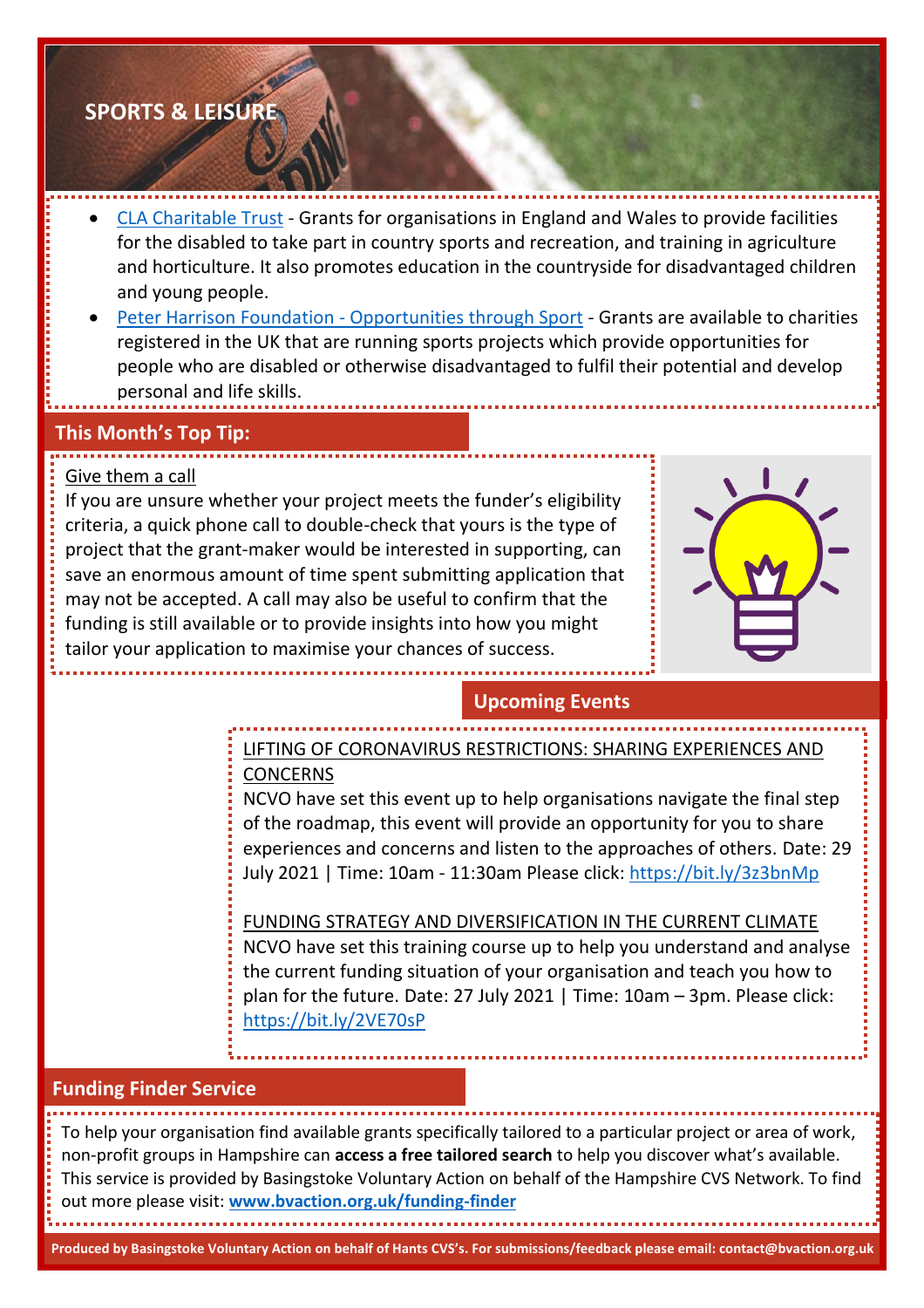## SPORTS & LEISURE

- CLA Charitable Trust - Grants for organisations in England and Wales to provide facilities for the disabled to take part in country sports and recreation, and training in agriculture and horticulture. It also promotes education in the countryside for disadvantaged children and young people.
- Peter Harrison Foundation - Opportunities through Sport - Grants are available to charities registered in the UK that are running sports projects which provide opportunities for people who are disabled or otherwise disadvantaged to fulfil their potential and develop personal and life skills.

## This Month's Top Tip:

Give them a call

If you are unsure whether your project meets the funder's eligibility criteria, a quick phone call to double-check that yours is the type of project that the grant-maker would be interested in supporting, can save an enormous amount of time spent submitting application that may not be accepted. A call may also be useful to confirm that the funding is still available or to provide insights into how you might tailor your application to maximise your chances of success.

## Upcoming Events

LIFTING OF CORONAVIRUS RESTRICTIONS: SHARING EXPERIENCES AND CONCERNS

NCVO have set this event up to help organisations navigate the final step of the roadmap, this event will provide an opportunity for you to share experiences and concerns and listen to the approaches of others. Date: 29 July 2021 | Time: 10am - 11:30am Please click: https://bit.ly/3z3bnMp

FUNDING STRATEGY AND DIVERSIFICATION IN THE CURRENT CLIMATE

NCVO have set this training course up to help you understand and analyse the current funding situation of your organisation and teach you how to plan for the future. Date: 27 July 2021 | Time: 10am – 3pm. Please click: https://bit.ly/2VE70sP

## Funding Finder Service

To help your organisation find available grants specifically tailored to a particular project or area of work, non-profit groups in Hampshire can **access a free tailored search** to help you discover what's available. This service is provided by Basingstoke Voluntary Action on behalf of the Hampshire CVS Network. To find out more please visit: **www.bvaction.org.uk/funding-finder**

**Produced by Basingstoke Voluntary Action on behalf of Hants CVS's. For submissions/feedback please email: contact@bvaction.org.uk**